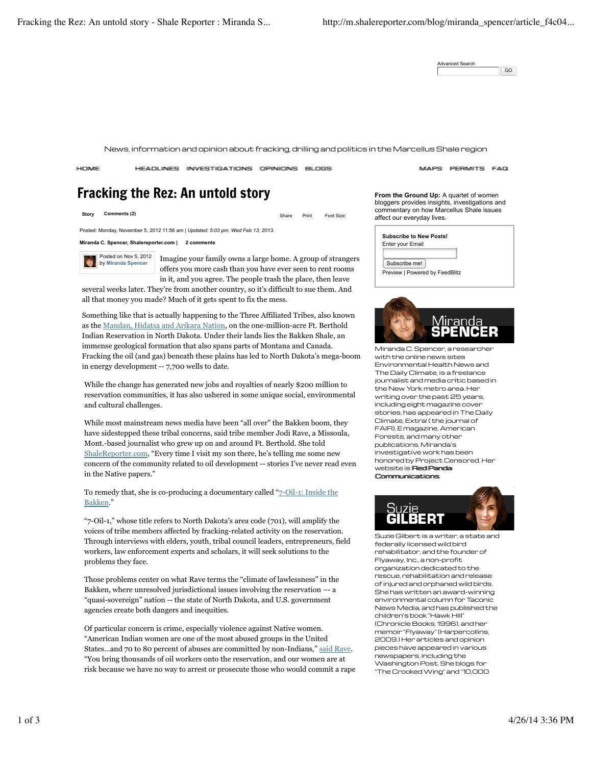Advanced Search

News, information and opinion about fracking, drilling and politics in the Marcellus Shale region

HOME HEADLINES INVESTIGATIONS OPINIONS BLOGS MAPS PERMITS FAQ

# Fracking the Rez: An untold story

Story Comments (2) Share Print Font Size:

Posted: Monday, November 5, 2012 11:56 am | *Updated: 5:03 pm, Wed Feb 13, 2013.*

**Miranda C. Spencer, Shalereporter.com | 2 comments**

Posted on Nov 5, 2012 by **Miranda Spencer**

Imagine your family owns a large home. A group of strangers offers you more cash than you have ever seen to rent rooms in it, and you agree. The people trash the place, then leave several weeks later. They're from another country, so it's difficult to sue them. And all that money you made? Much of it gets spent to fix the mess.

Something like that is actually happening to the Three Affiliated Tribes, also known as the Mandan, Hidatsa and Arikara Nation, on the one-million-acre Ft. Berthold Indian Reservation in North Dakota. Under their lands lies the Bakken Shale, an immense geological formation that also spans parts of Montana and Canada. Fracking the oil (and gas) beneath these plains has led to North Dakota's mega-boom in energy development -- 7,700 wells to date.

While the change has generated new jobs and royalties of nearly $200 million to reservation communities, it has also ushered in some unique social, environmental and cultural challenges.

While most mainstream news media have been "all over" the Bakken boom, they have sidestepped these tribal concerns, said tribe member Jodi Rave, a Missoula, Mont.-based journalist who grew up on and around Ft. Berthold. She told ShaleReporter.com, "Every time I visit my son there, he's telling me some new concern of the community related to oil development -- stories I've never read even in the Native papers."

To remedy that, she is co-producing a documentary called "7-Oil-1: Inside the Bakken."

"7-Oil-1," whose title refers to North Dakota's area code (701), will amplify the voices of tribe members affected by fracking-related activity on the reservation. Through interviews with elders, youth, tribal council leaders, entrepreneurs, field workers, law enforcement experts and scholars, it will seek solutions to the problems they face.

Those problems center on what Rave terms the "climate of lawlessness" in the Bakken, where unresolved jurisdictional issues involving the reservation –- a "quasi-sovereign" nation -- the state of North Dakota, and U.S. government agencies create both dangers and inequities.

Of particular concern is crime, especially violence against Native women. "American Indian women are one of the most abused groups in the United States...and 70 to 80 percent of abuses are committed by non-Indians," said Rave. "You bring thousands of oil workers onto the reservation, and our women are at risk because we have no way to arrest or prosecute those who would commit a rape

**From the Ground Up:** A quartet of women bloggers provides insights, investigations and commentary on how Marcellus Shale issues affect our everyday lives.

**Subscribe to New Posts!**
Enter your Email

Subscribe me!

Preview | Powered by FeedBlitz

Miranda SPENCER

Miranda C. Spencer, a researcher with the online news sites Environmental Health News and The Daily Climate, is a freelance journalist and media critic based in the New York metro area. Her writing over the past 25 years, including eight magazine cover stories, has appeared in The Daily Climate, Extra! (the journal of FAIR), E magazine, American Forests, and many other publications. Miranda's investigative work has been honored by Project Censored. Her website is Red Panda Communications.

Suzie GILBERT

Suzie Gilbert is a writer, a state and federally licensed wild bird rehabilitator, and the founder of Flyaway, Inc., a non-profit organization dedicated to the rescue, rehabilitation and release of injured and orphaned wild birds. She has written an award-winning environmental column for Taconic News Media, and has published the children's book "Hawk Hill" (Chronicle Books, 1996), and her memoir "Flyaway" (Harpercollins, 2009.) Her articles and opinion pieces have appeared in various newspapers, including the Washington Post. She blogs for "The Crooked Wing" and "10,000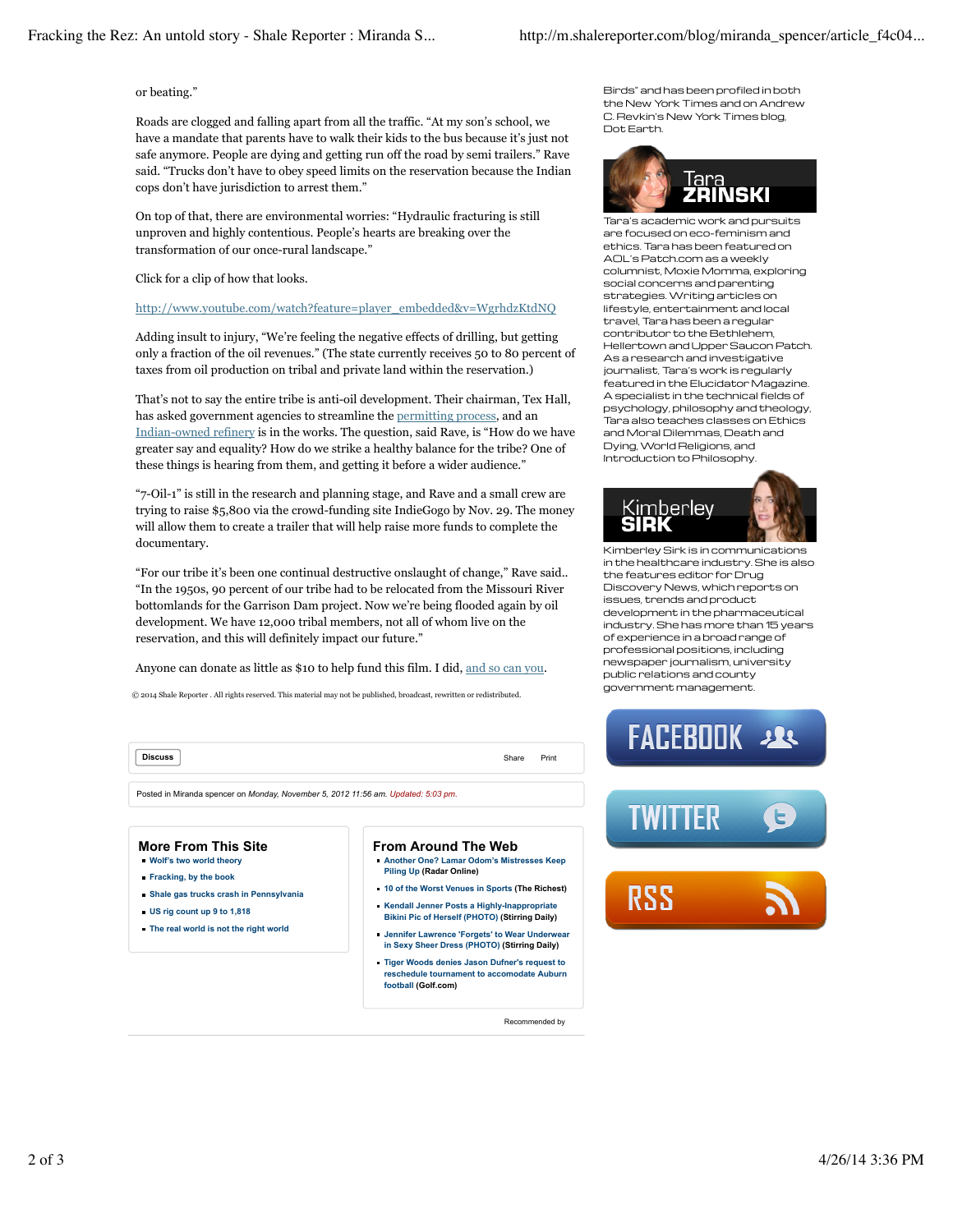or beating."

Roads are clogged and falling apart from all the traffic. "At my son's school, we have a mandate that parents have to walk their kids to the bus because it's just not safe anymore. People are dying and getting run off the road by semi trailers." Rave said. "Trucks don't have to obey speed limits on the reservation because the Indian cops don't have jurisdiction to arrest them."

On top of that, there are environmental worries: "Hydraulic fracturing is still unproven and highly contentious. People's hearts are breaking over the transformation of our once-rural landscape."

Click for a clip of how that looks.

http://www.youtube.com/watch?feature=player_embedded&v=WgrhdzKtdNQ

Adding insult to injury, "We're feeling the negative effects of drilling, but getting only a fraction of the oil revenues." (The state currently receives 50 to 80 percent of taxes from oil production on tribal and private land within the reservation.)

That's not to say the entire tribe is anti-oil development. Their chairman, Tex Hall, has asked government agencies to streamline the permitting process, and an Indian-owned refinery is in the works. The question, said Rave, is "How do we have greater say and equality? How do we strike a healthy balance for the tribe? One of these things is hearing from them, and getting it before a wider audience."

"7-Oil-1" is still in the research and planning stage, and Rave and a small crew are trying to raise $5,800 via the crowd-funding site IndieGogo by Nov. 29. The money will allow them to create a trailer that will help raise more funds to complete the documentary.

"For our tribe it's been one continual destructive onslaught of change," Rave said.. "In the 1950s, 90 percent of our tribe had to be relocated from the Missouri River bottomlands for the Garrison Dam project. Now we're being flooded again by oil development. We have 12,000 tribal members, not all of whom live on the reservation, and this will definitely impact our future."

Anyone can donate as little as $10 to help fund this film. I did, and so can you.

© 2014 Shale Reporter . All rights reserved. This material may not be published, broadcast, rewritten or redistributed.

Discuss | Share | Print

Posted in Miranda spencer on *Monday, November 5, 2012 11:56 am. Updated: 5:03 pm.*

## More From This Site

- **Wolf's two world theory**
- **Fracking, by the book**
- **Shale gas trucks crash in Pennsylvania**
- **US rig count up 9 to 1,818**
- **The real world is not the right world**

## From Around The Web

- **Another One? Lamar Odom's Mistresses Keep Piling Up** (Radar Online)
- **10 of the Worst Venues in Sports** (The Richest)
- **Kendall Jenner Posts a Highly-Inappropriate Bikini Pic of Herself (PHOTO)** (Stirring Daily)
- **Jennifer Lawrence 'Forgets' to Wear Underwear in Sexy Sheer Dress (PHOTO)** (Stirring Daily)
- **Tiger Woods denies Jason Dufner's request to reschedule tournament to accomodate Auburn football** (Golf.com)

Recommended by

Birds" and has been profiled in both the New York Times and on Andrew C. Revkin's New York Times blog, Dot Earth.

## Tara ZRINSKI

Tara's academic work and pursuits are focused on eco-feminism and ethics. Tara has been featured on AOL's Patch.com as a weekly columnist, Moxie Momma, exploring social concerns and parenting strategies. Writing articles on lifestyle, entertainment and local travel, Tara has been a regular contributor to the Bethlehem, Hellertown and Upper Saucon Patch. As a research and investigative journalist, Tara's work is regularly featured in the Elucidator Magazine. A specialist in the technical fields of psychology, philosophy and theology, Tara also teaches classes on Ethics and Moral Dilemmas, Death and Dying, World Religions, and Introduction to Philosophy.

## Kimberley SIRK

Kimberley Sirk is in communications in the healthcare industry. She is also the features editor for Drug Discovery News, which reports on issues, trends and product development in the pharmaceutical industry. She has more than 15 years of experience in a broad range of professional positions, including newspaper journalism, university public relations and county government management.

FACEBOOK

TWITTER

RSS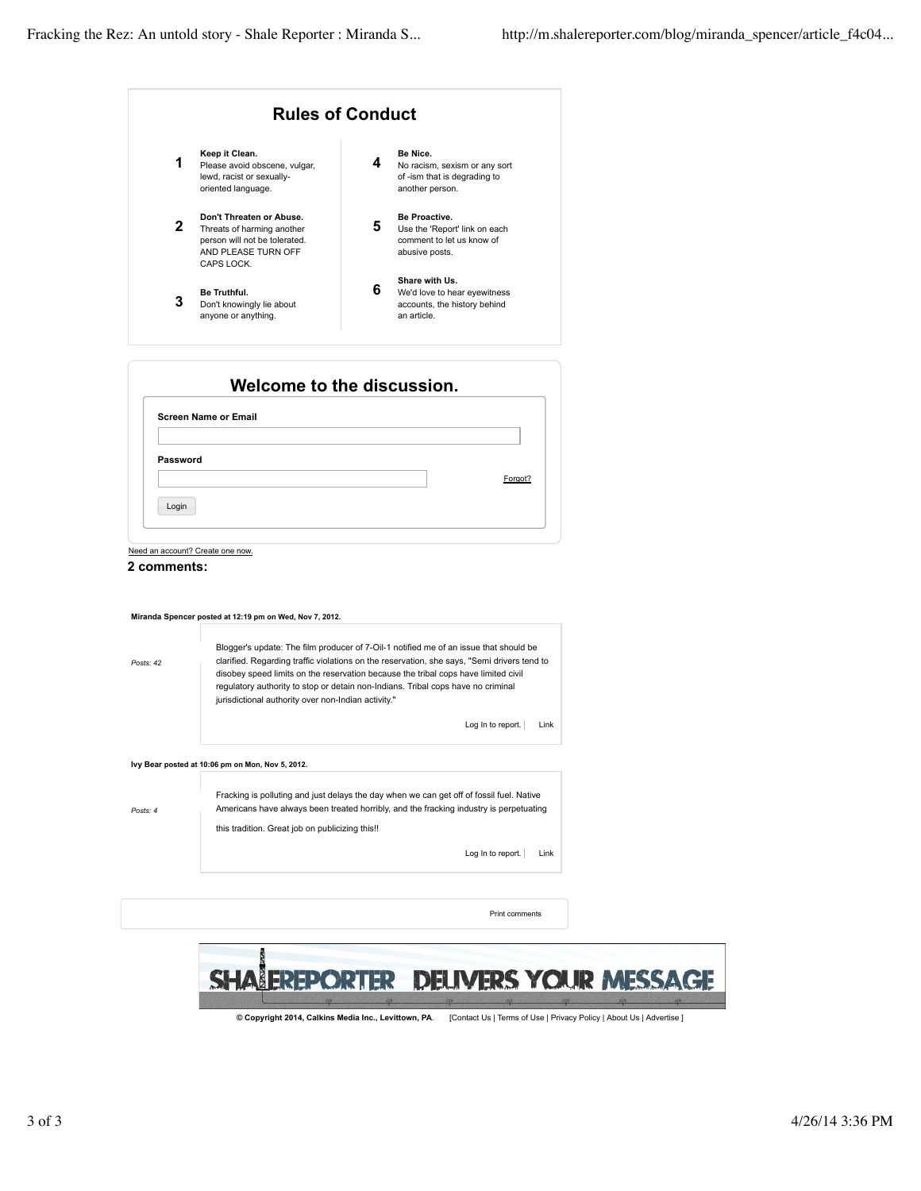## Rules of Conduct

1. **Keep it Clean.** Please avoid obscene, vulgar, lewd, racist or sexually-oriented language.
2. **Don't Threaten or Abuse.** Threats of harming another person will not be tolerated. AND PLEASE TURN OFF CAPS LOCK.
3. **Be Truthful.** Don't knowingly lie about anyone or anything.
4. **Be Nice.** No racism, sexism or any sort of -ism that is degrading to another person.
5. **Be Proactive.** Use the 'Report' link on each comment to let us know of abusive posts.
6. **Share with Us.** We'd love to hear eyewitness accounts, the history behind an article.

## Welcome to the discussion.

Screen Name or Email

Password

Forgot?

Login

Need an account? Create one now.

**2 comments:**

**Miranda Spencer posted at 12:19 pm on Wed, Nov 7, 2012.**

*Posts: 42*

Blogger's update: The film producer of 7-Oil-1 notified me of an issue that should be clarified. Regarding traffic violations on the reservation, she says, "Semi drivers tend to disobey speed limits on the reservation because the tribal cops have limited civil regulatory authority to stop or detain non-Indians. Tribal cops have no criminal jurisdictional authority over non-Indian activity."

Log In to report. | Link

**Ivy Bear posted at 10:06 pm on Mon, Nov 5, 2012.**

*Posts: 4*

Fracking is polluting and just delays the day when we can get off of fossil fuel. Native Americans have always been treated horribly, and the fracking industry is perpetuating this tradition. Great job on publicizing this!!

Log In to report. | Link

Print comments

SHALEREPORTER DELIVERS YOUR MESSAGE

**© Copyright 2014, Calkins Media Inc., Levittown, PA.** [Contact Us | Terms of Use | Privacy Policy | About Us | Advertise ]